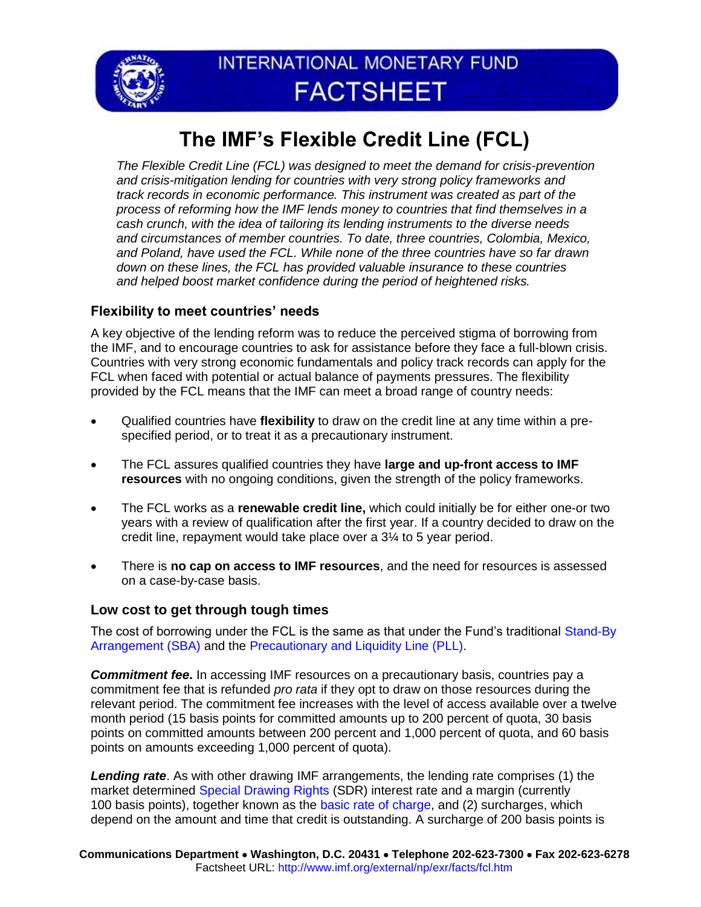INTERNATIONAL MONETARY FUND
FACTSHEET

# The IMF's Flexible Credit Line (FCL)

*The Flexible Credit Line (FCL) was designed to meet the demand for crisis-prevention and crisis-mitigation lending for countries with very strong policy frameworks and track records in economic performance. This instrument was created as part of the process of reforming how the IMF lends money to countries that find themselves in a cash crunch, with the idea of tailoring its lending instruments to the diverse needs and circumstances of member countries. To date, three countries, Colombia, Mexico, and Poland, have used the FCL. While none of the three countries have so far drawn down on these lines, the FCL has provided valuable insurance to these countries and helped boost market confidence during the period of heightened risks.*

## Flexibility to meet countries' needs

A key objective of the lending reform was to reduce the perceived stigma of borrowing from the IMF, and to encourage countries to ask for assistance before they face a full-blown crisis. Countries with very strong economic fundamentals and policy track records can apply for the FCL when faced with potential or actual balance of payments pressures. The flexibility provided by the FCL means that the IMF can meet a broad range of country needs:

- Qualified countries have **flexibility** to draw on the credit line at any time within a pre-specified period, or to treat it as a precautionary instrument.
- The FCL assures qualified countries they have **large and up-front access to IMF resources** with no ongoing conditions, given the strength of the policy frameworks.
- The FCL works as a **renewable credit line,** which could initially be for either one-or two years with a review of qualification after the first year. If a country decided to draw on the credit line, repayment would take place over a 3¼ to 5 year period.
- There is **no cap on access to IMF resources**, and the need for resources is assessed on a case-by-case basis.

## Low cost to get through tough times

The cost of borrowing under the FCL is the same as that under the Fund's traditional Stand-By Arrangement (SBA) and the Precautionary and Liquidity Line (PLL).

***Commitment fee*.** In accessing IMF resources on a precautionary basis, countries pay a commitment fee that is refunded *pro rata* if they opt to draw on those resources during the relevant period. The commitment fee increases with the level of access available over a twelve month period (15 basis points for committed amounts up to 200 percent of quota, 30 basis points on committed amounts between 200 percent and 1,000 percent of quota, and 60 basis points on amounts exceeding 1,000 percent of quota).

***Lending rate***. As with other drawing IMF arrangements, the lending rate comprises (1) the market determined Special Drawing Rights (SDR) interest rate and a margin (currently 100 basis points), together known as the basic rate of charge, and (2) surcharges, which depend on the amount and time that credit is outstanding. A surcharge of 200 basis points is

Communications Department • Washington, D.C. 20431 • Telephone 202-623-7300 • Fax 202-623-6278
Factsheet URL: http://www.imf.org/external/np/exr/facts/fcl.htm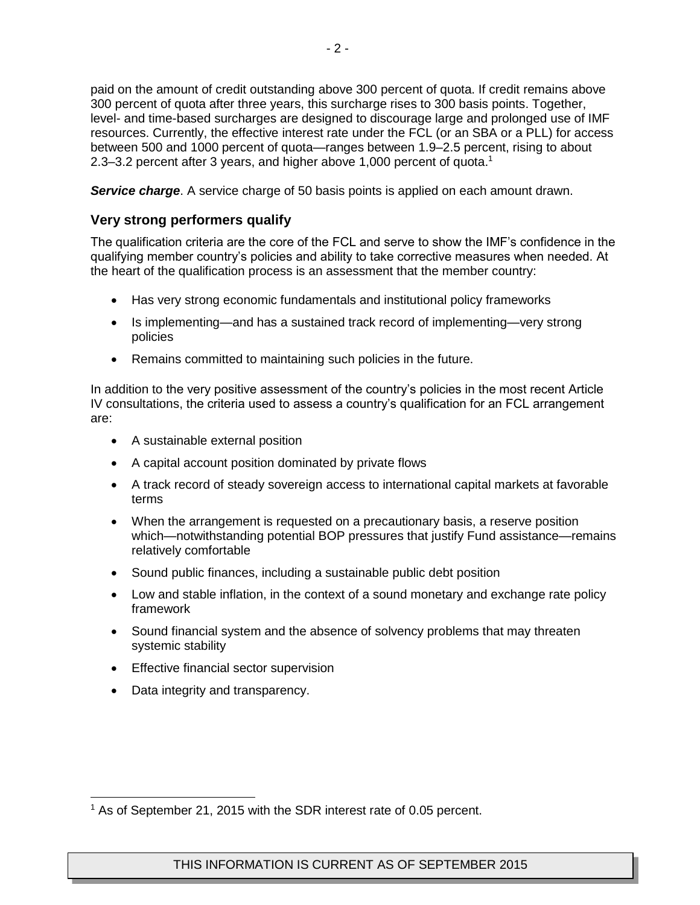paid on the amount of credit outstanding above 300 percent of quota. If credit remains above 300 percent of quota after three years, this surcharge rises to 300 basis points. Together, level- and time-based surcharges are designed to discourage large and prolonged use of IMF resources. Currently, the effective interest rate under the FCL (or an SBA or a PLL) for access between 500 and 1000 percent of quota—ranges between 1.9–2.5 percent, rising to about 2.3–3.2 percent after 3 years, and higher above 1,000 percent of quota.[1]

***Service charge***. A service charge of 50 basis points is applied on each amount drawn.

## Very strong performers qualify

The qualification criteria are the core of the FCL and serve to show the IMF's confidence in the qualifying member country's policies and ability to take corrective measures when needed. At the heart of the qualification process is an assessment that the member country:

- Has very strong economic fundamentals and institutional policy frameworks
- Is implementing—and has a sustained track record of implementing—very strong policies
- Remains committed to maintaining such policies in the future.

In addition to the very positive assessment of the country's policies in the most recent Article IV consultations, the criteria used to assess a country's qualification for an FCL arrangement are:

- A sustainable external position
- A capital account position dominated by private flows
- A track record of steady sovereign access to international capital markets at favorable terms
- When the arrangement is requested on a precautionary basis, a reserve position which—notwithstanding potential BOP pressures that justify Fund assistance—remains relatively comfortable
- Sound public finances, including a sustainable public debt position
- Low and stable inflation, in the context of a sound monetary and exchange rate policy framework
- Sound financial system and the absence of solvency problems that may threaten systemic stability
- Effective financial sector supervision
- Data integrity and transparency.

[1] As of September 21, 2015 with the SDR interest rate of 0.05 percent.

THIS INFORMATION IS CURRENT AS OF SEPTEMBER 2015